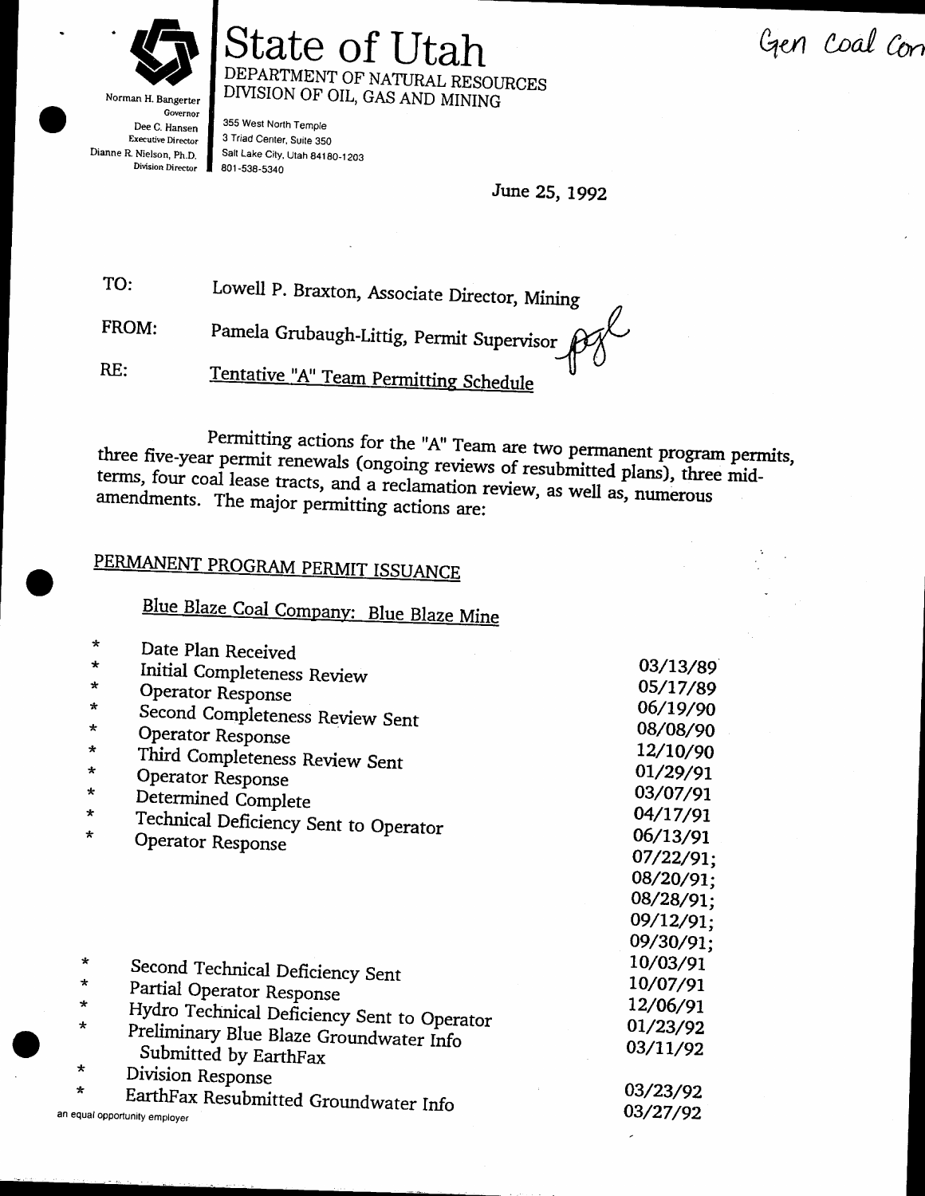Gen Coal Con

# State of Utah

DEPARTMENT OF NATURAL RESOURCES
DIVISION OF OIL, GAS AND MINING

Norman H. Bangerter, Governor
Dee C. Hansen, Executive Director
Dianne R. Nielson, Ph.D., Division Director

355 West North Temple
3 Triad Center, Suite 350
Salt Lake City, Utah 84180-1203
801-538-5340

June 25, 1992

TO: Lowell P. Braxton, Associate Director, Mining

FROM: Pamela Grubaugh-Littig, Permit Supervisor *pgl*

RE: Tentative "A" Team Permitting Schedule

Permitting actions for the "A" Team are two permanent program permits, three five-year permit renewals (ongoing reviews of resubmitted plans), three mid-terms, four coal lease tracts, and a reclamation review, as well as, numerous amendments. The major permitting actions are:

## PERMANENT PROGRAM PERMIT ISSUANCE

### Blue Blaze Coal Company: Blue Blaze Mine

| Action | Date |
|---|---|
| * Date Plan Received | 03/13/89 |
| * Initial Completeness Review | 05/17/89 |
| * Operator Response | 06/19/90 |
| * Second Completeness Review Sent | 08/08/90 |
| * Operator Response | 12/10/90 |
| * Third Completeness Review Sent | 01/29/91 |
| * Operator Response | 03/07/91 |
| * Determined Complete | 04/17/91 |
| * Technical Deficiency Sent to Operator | 06/13/91 |
| * Operator Response | 07/22/91; 08/20/91; 08/28/91; 09/12/91; 09/30/91; 10/03/91 |
| * Second Technical Deficiency Sent | 10/07/91 |
| * Partial Operator Response | 12/06/91 |
| * Hydro Technical Deficiency Sent to Operator | 01/23/92 |
| * Preliminary Blue Blaze Groundwater Info Submitted by EarthFax | 03/11/92 |
| * Division Response | 03/23/92 |
| * EarthFax Resubmitted Groundwater Info | 03/27/92 |

an equal opportunity employer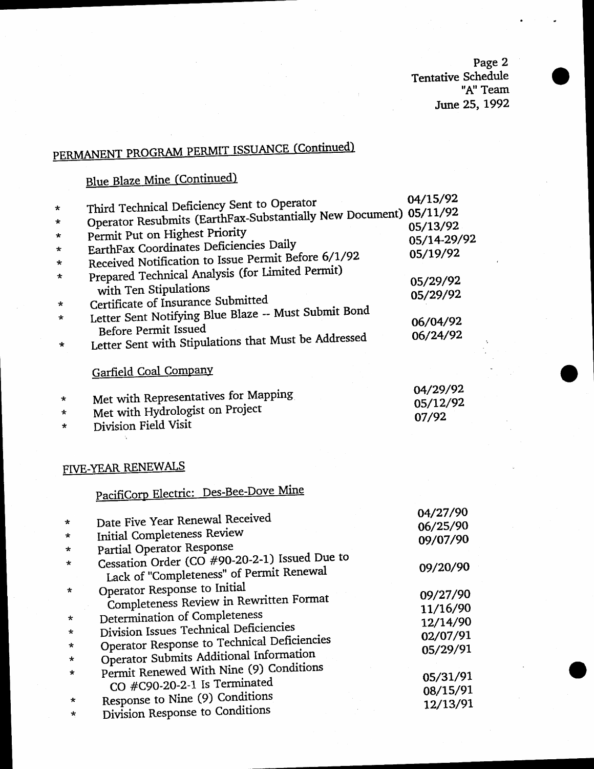Page 2
Tentative Schedule
"A" Team
June 25, 1992

## PERMANENT PROGRAM PERMIT ISSUANCE (Continued)

### Blue Blaze Mine (Continued)

| | |
|---|---|
| * Third Technical Deficiency Sent to Operator | 04/15/92 |
| * Operator Resubmits (EarthFax-Substantially New Document) | 05/11/92 |
| * Permit Put on Highest Priority | 05/13/92 |
| * EarthFax Coordinates Deficiencies Daily | 05/14-29/92 |
| * Received Notification to Issue Permit Before 6/1/92 | 05/19/92 |
| * Prepared Technical Analysis (for Limited Permit) with Ten Stipulations | 05/29/92 |
| * Certificate of Insurance Submitted | 05/29/92 |
| * Letter Sent Notifying Blue Blaze -- Must Submit Bond Before Permit Issued | 06/04/92 |
| * Letter Sent with Stipulations that Must be Addressed | 06/24/92 |

### Garfield Coal Company

| | |
|---|---|
| * Met with Representatives for Mapping | 04/29/92 |
| * Met with Hydrologist on Project | 05/12/92 |
| * Division Field Visit | 07/92 |

## FIVE-YEAR RENEWALS

### PacifiCorp Electric: Des-Bee-Dove Mine

| | |
|---|---|
| * Date Five Year Renewal Received | 04/27/90 |
| * Initial Completeness Review | 06/25/90 |
| * Partial Operator Response | 09/07/90 |
| * Cessation Order (CO #90-20-2-1) Issued Due to Lack of "Completeness" of Permit Renewal | 09/20/90 |
| * Operator Response to Initial Completeness Review in Rewritten Format | 09/27/90 |
| * Determination of Completeness | 11/16/90 |
| * Division Issues Technical Deficiencies | 12/14/90 |
| * Operator Response to Technical Deficiencies | 02/07/91 |
| * Operator Submits Additional Information | 05/29/91 |
| * Permit Renewed With Nine (9) Conditions CO #C90-20-2-1 Is Terminated | 05/31/91 |
| * Response to Nine (9) Conditions | 08/15/91 |
| * Division Response to Conditions | 12/13/91 |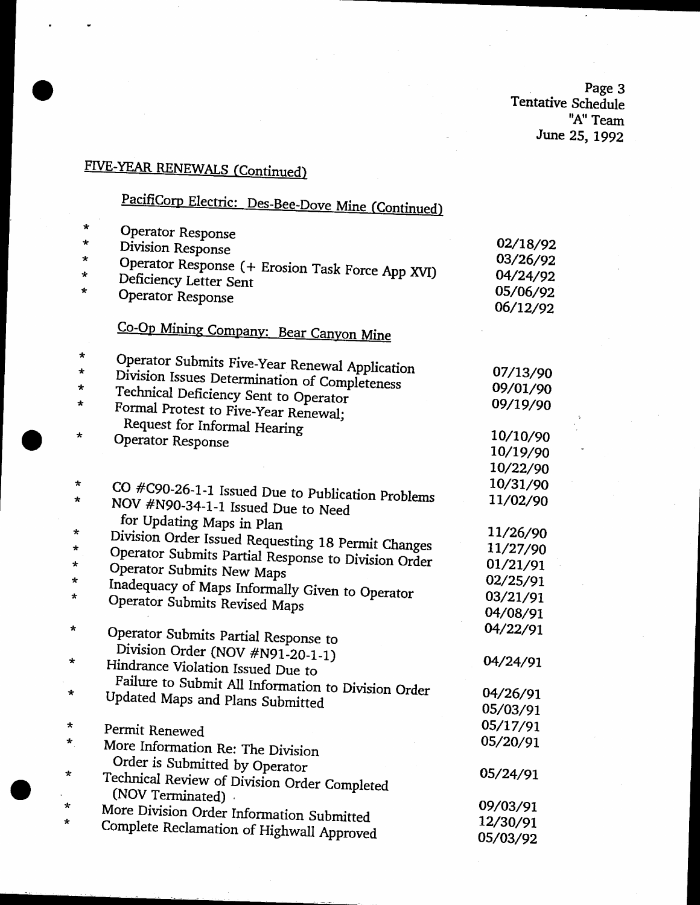## FIVE-YEAR RENEWALS (Continued)

### PacifiCorp Electric: Des-Bee-Dove Mine (Continued)

| | Event | Date |
|---|---|---|
| * | Operator Response | 02/18/92 |
| * | Division Response | 03/26/92 |
| * | Operator Response (+ Erosion Task Force App XVI) | 04/24/92 |
| * | Deficiency Letter Sent | 05/06/92 |
| * | Operator Response | 06/12/92 |

### Co-Op Mining Company: Bear Canyon Mine

| | Event | Date |
|---|---|---|
| * | Operator Submits Five-Year Renewal Application | 07/13/90 |
| * | Division Issues Determination of Completeness | 09/01/90 |
| * | Technical Deficiency Sent to Operator | 09/19/90 |
| * | Formal Protest to Five-Year Renewal; Request for Informal Hearing | 10/10/90 |
| * | Operator Response | 10/19/90 |
| | | 10/22/90 |
| * | CO #C90-26-1-1 Issued Due to Publication Problems | 10/31/90 |
| * | NOV #N90-34-1-1 Issued Due to Need for Updating Maps in Plan | 11/02/90 |
| * | Division Order Issued Requesting 18 Permit Changes | 11/26/90 |
| * | Operator Submits Partial Response to Division Order | 11/27/90 |
| * | Operator Submits New Maps | 01/21/91 |
| * | Inadequacy of Maps Informally Given to Operator | 02/25/91 |
| * | Operator Submits Revised Maps | 03/21/91 |
| | | 04/08/91 |
| * | Operator Submits Partial Response to Division Order (NOV #N91-20-1-1) | 04/22/91 |
| * | Hindrance Violation Issued Due to Failure to Submit All Information to Division Order | 04/24/91 |
| * | Updated Maps and Plans Submitted | 04/26/91 |
| | | 05/03/91 |
| * | Permit Renewed | 05/17/91 |
| * | More Information Re: The Division Order is Submitted by Operator | 05/20/91 |
| * | Technical Review of Division Order Completed (NOV Terminated) | 05/24/91 |
| * | More Division Order Information Submitted | 09/03/91 |
| * | Complete Reclamation of Highwall Approved | 12/30/91 |
| | | 05/03/92 |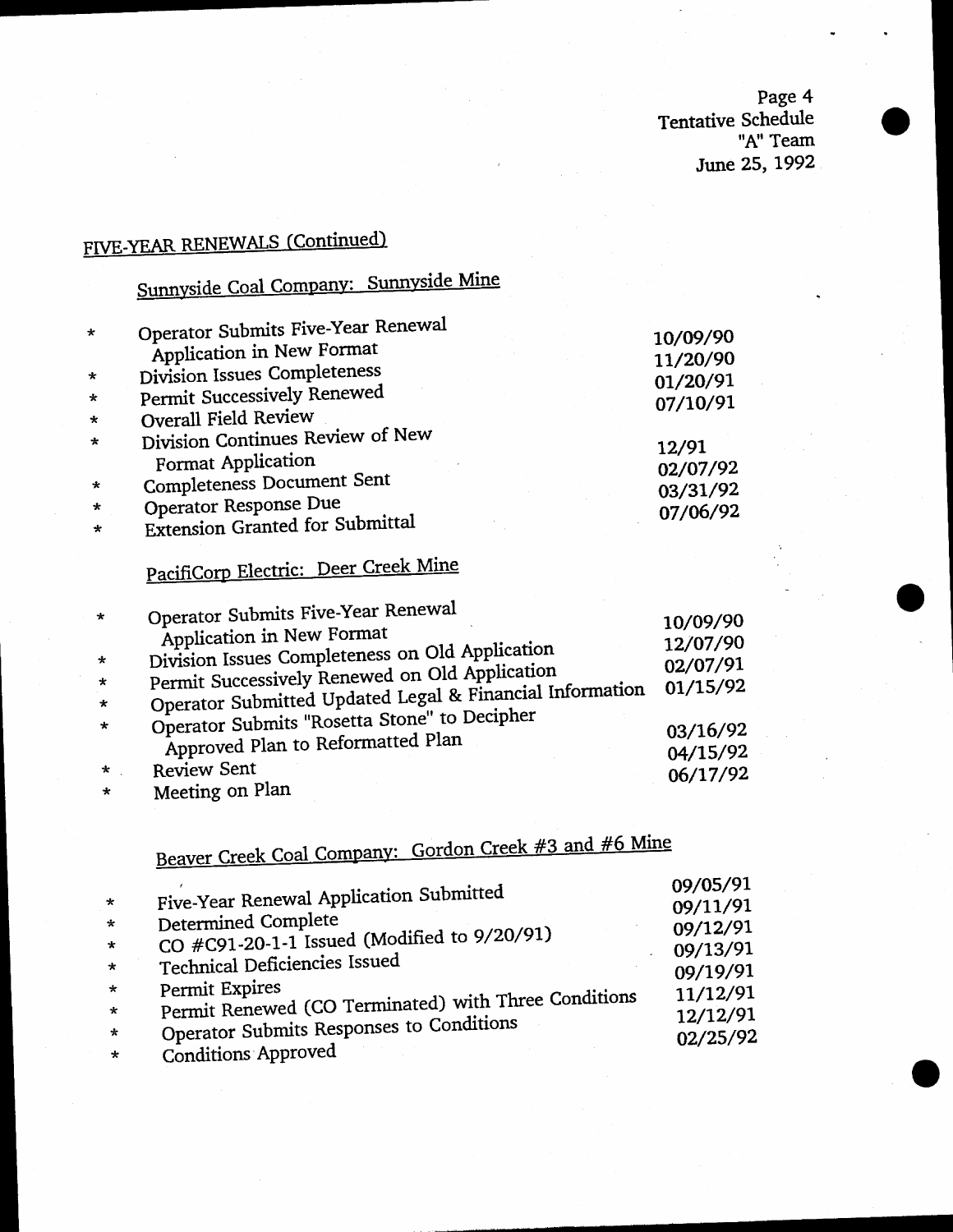## FIVE-YEAR RENEWALS (Continued)

### Sunnyside Coal Company: Sunnyside Mine

| | Event | Date |
|---|---|---|
| * | Operator Submits Five-Year Renewal Application in New Format | 10/09/90 |
| * | Division Issues Completeness | 11/20/90 |
| * | Permit Successively Renewed | 01/20/91 |
| * | Overall Field Review | 07/10/91 |
| * | Division Continues Review of New Format Application | 12/91 |
| * | Completeness Document Sent | 02/07/92 |
| * | Operator Response Due | 03/31/92 |
| * | Extension Granted for Submittal | 07/06/92 |

### PacifiCorp Electric: Deer Creek Mine

| | Event | Date |
|---|---|---|
| * | Operator Submits Five-Year Renewal Application in New Format | 10/09/90 |
| * | Division Issues Completeness on Old Application | 12/07/90 |
| * | Permit Successively Renewed on Old Application | 02/07/91 |
| * | Operator Submitted Updated Legal & Financial Information | 01/15/92 |
| * | Operator Submits "Rosetta Stone" to Decipher Approved Plan to Reformatted Plan | 03/16/92 |
| * | Review Sent | 04/15/92 |
| * | Meeting on Plan | 06/17/92 |

### Beaver Creek Coal Company: Gordon Creek #3 and #6 Mine

| | Event | Date |
|---|---|---|
| * | Five-Year Renewal Application Submitted | 09/05/91 |
| * | Determined Complete | 09/11/91 |
| * | CO #C91-20-1-1 Issued (Modified to 9/20/91) | 09/12/91 |
| * | Technical Deficiencies Issued | 09/13/91 |
| * | Permit Expires | 09/19/91 |
| * | Permit Renewed (CO Terminated) with Three Conditions | 11/12/91 |
| * | Operator Submits Responses to Conditions | 12/12/91 |
| * | Conditions Approved | 02/25/92 |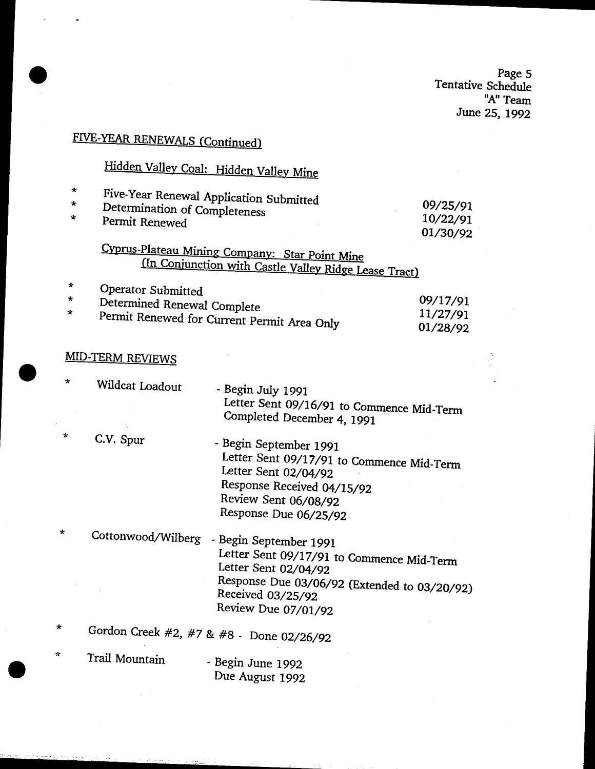Page 5
Tentative Schedule
"A" Team
June 25, 1992

## FIVE-YEAR RENEWALS (Continued)

### Hidden Valley Coal: Hidden Valley Mine

| | | |
|---|---|---|
| * | Five-Year Renewal Application Submitted | 09/25/91 |
| * | Determination of Completeness | 10/22/91 |
| * | Permit Renewed | 01/30/92 |

### Cyprus-Plateau Mining Company: Star Point Mine (In Conjunction with Castle Valley Ridge Lease Tract)

| | | |
|---|---|---|
| * | Operator Submitted | 09/17/91 |
| * | Determined Renewal Complete | 11/27/91 |
| * | Permit Renewed for Current Permit Area Only | 01/28/92 |

## MID-TERM REVIEWS

* Wildcat Loadout - Begin July 1991
  Letter Sent 09/16/91 to Commence Mid-Term
  Completed December 4, 1991

* C.V. Spur - Begin September 1991
  Letter Sent 09/17/91 to Commence Mid-Term
  Letter Sent 02/04/92
  Response Received 04/15/92
  Review Sent 06/08/92
  Response Due 06/25/92

* Cottonwood/Wilberg - Begin September 1991
  Letter Sent 09/17/91 to Commence Mid-Term
  Letter Sent 02/04/92
  Response Due 03/06/92 (Extended to 03/20/92)
  Received 03/25/92
  Review Due 07/01/92

* Gordon Creek #2, #7 & #8 - Done 02/26/92

* Trail Mountain - Begin June 1992
  Due August 1992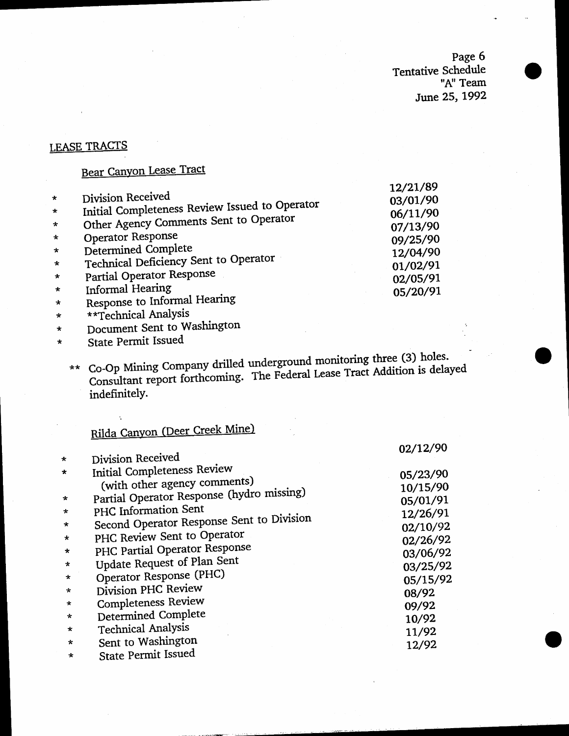## LEASE TRACTS

### Bear Canyon Lease Tract

| | Item | Date |
|---|---|---|
| * | Division Received | 12/21/89 |
| * | Initial Completeness Review Issued to Operator | 03/01/90 |
| * | Other Agency Comments Sent to Operator | 06/11/90 |
| * | Operator Response | 07/13/90 |
| * | Determined Complete | 09/25/90 |
| * | Technical Deficiency Sent to Operator | 12/04/90 |
| * | Partial Operator Response | 01/02/91 |
| * | Informal Hearing | 02/05/91 |
| * | Response to Informal Hearing | 05/20/91 |
| * | **Technical Analysis | |
| * | Document Sent to Washington | |
| * | State Permit Issued | |

** Co-Op Mining Company drilled underground monitoring three (3) holes. Consultant report forthcoming. The Federal Lease Tract Addition is delayed indefinitely.

### Rilda Canyon (Deer Creek Mine)

| | Item | Date |
|---|---|---|
| * | Division Received | 02/12/90 |
| * | Initial Completeness Review (with other agency comments) | 05/23/90 |
| * | Partial Operator Response (hydro missing) | 10/15/90 |
| * | PHC Information Sent | 05/01/91 |
| * | Second Operator Response Sent to Division | 12/26/91 |
| * | PHC Review Sent to Operator | 02/10/92 |
| * | PHC Partial Operator Response | 02/26/92 |
| * | Update Request of Plan Sent | 03/06/92 |
| * | Operator Response (PHC) | 03/25/92 |
| * | Division PHC Review | 05/15/92 |
| * | Completeness Review | 08/92 |
| * | Determined Complete | 09/92 |
| * | Technical Analysis | 10/92 |
| * | Sent to Washington | 11/92 |
| * | State Permit Issued | 12/92 |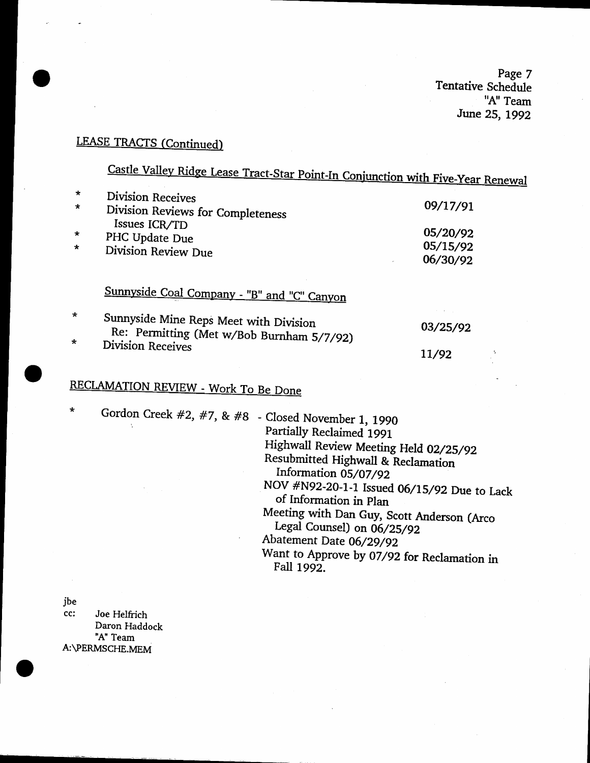Page 7
Tentative Schedule
"A" Team
June 25, 1992

## LEASE TRACTS (Continued)

### Castle Valley Ridge Lease Tract-Star Point-In Conjunction with Five-Year Renewal

| | | |
|---|---|---|
| * | Division Receives | 09/17/91 |
| * | Division Reviews for Completeness Issues ICR/TD | 05/20/92 |
| * | PHC Update Due | 05/15/92 |
| * | Division Review Due | 06/30/92 |

### Sunnyside Coal Company - "B" and "C" Canyon

| | | |
|---|---|---|
| * | Sunnyside Mine Reps Meet with Division Re: Permitting (Met w/Bob Burnham 5/7/92) | 03/25/92 |
| * | Division Receives | 11/92 |

## RECLAMATION REVIEW - Work To Be Done

* Gordon Creek #2, #7, & #8 - Closed November 1, 1990
  Partially Reclaimed 1991
  Highwall Review Meeting Held 02/25/92
  Resubmitted Highwall & Reclamation Information 05/07/92
  NOV #N92-20-1-1 Issued 06/15/92 Due to Lack of Information in Plan
  Meeting with Dan Guy, Scott Anderson (Arco Legal Counsel) on 06/25/92
  Abatement Date 06/29/92
  Want to Approve by 07/92 for Reclamation in Fall 1992.

jbe
cc: Joe Helfrich
Daron Haddock
"A" Team
A:\PERMSCHE.MEM